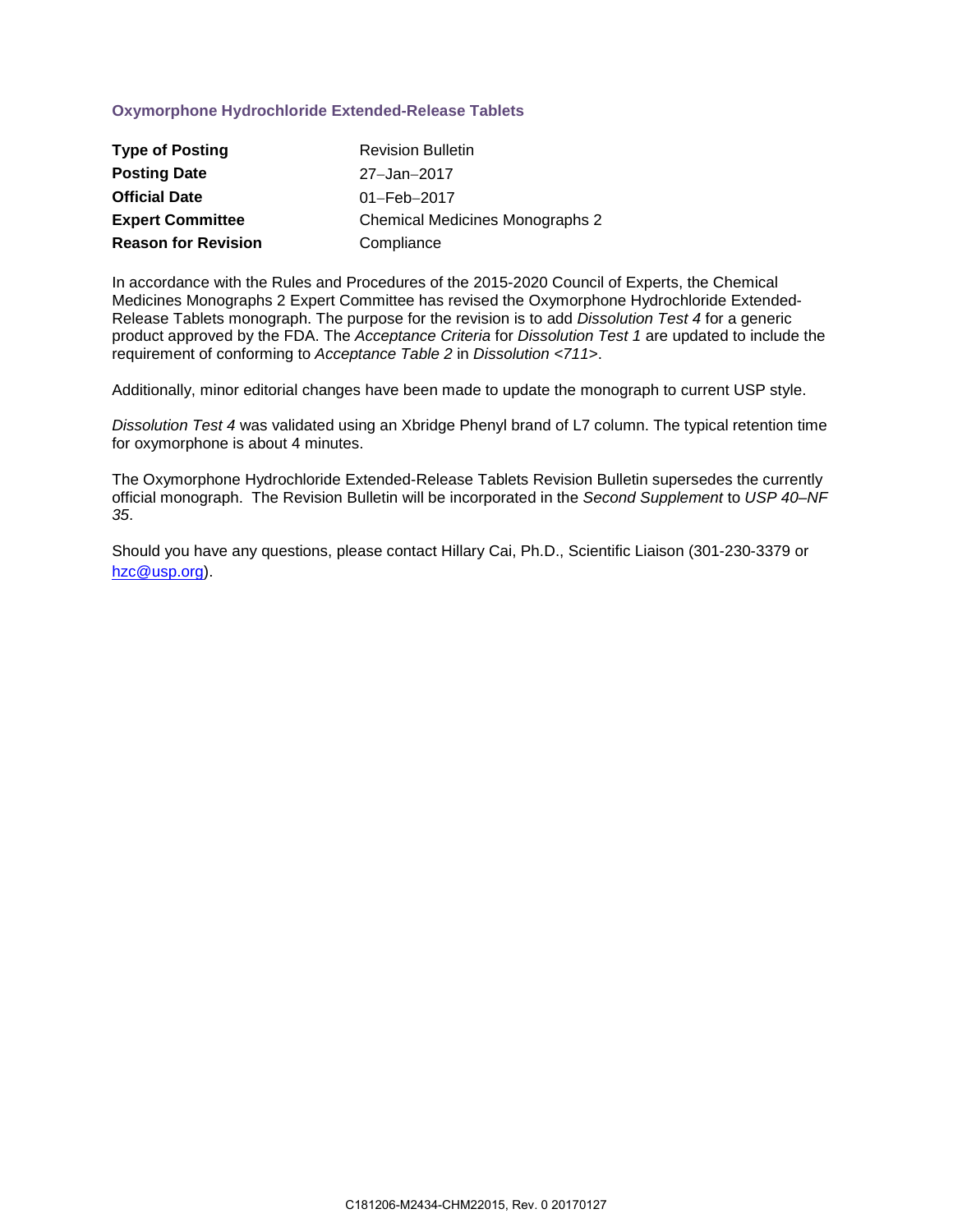## Oxymorphone Hydrochloride Extended-Release Tablets

| | |
|---|---|
| **Type of Posting** | Revision Bulletin |
| **Posting Date** | 27–Jan–2017 |
| **Official Date** | 01–Feb–2017 |
| **Expert Committee** | Chemical Medicines Monographs 2 |
| **Reason for Revision** | Compliance |

In accordance with the Rules and Procedures of the 2015-2020 Council of Experts, the Chemical Medicines Monographs 2 Expert Committee has revised the Oxymorphone Hydrochloride Extended-Release Tablets monograph. The purpose for the revision is to add *Dissolution Test 4* for a generic product approved by the FDA. The *Acceptance Criteria* for *Dissolution Test 1* are updated to include the requirement of conforming to *Acceptance Table 2* in *Dissolution <711>*.

Additionally, minor editorial changes have been made to update the monograph to current USP style.

*Dissolution Test 4* was validated using an Xbridge Phenyl brand of L7 column. The typical retention time for oxymorphone is about 4 minutes.

The Oxymorphone Hydrochloride Extended-Release Tablets Revision Bulletin supersedes the currently official monograph. The Revision Bulletin will be incorporated in the *Second Supplement* to *USP 40–NF 35*.

Should you have any questions, please contact Hillary Cai, Ph.D., Scientific Liaison (301-230-3379 or hzc@usp.org).

C181206-M2434-CHM22015, Rev. 0 20170127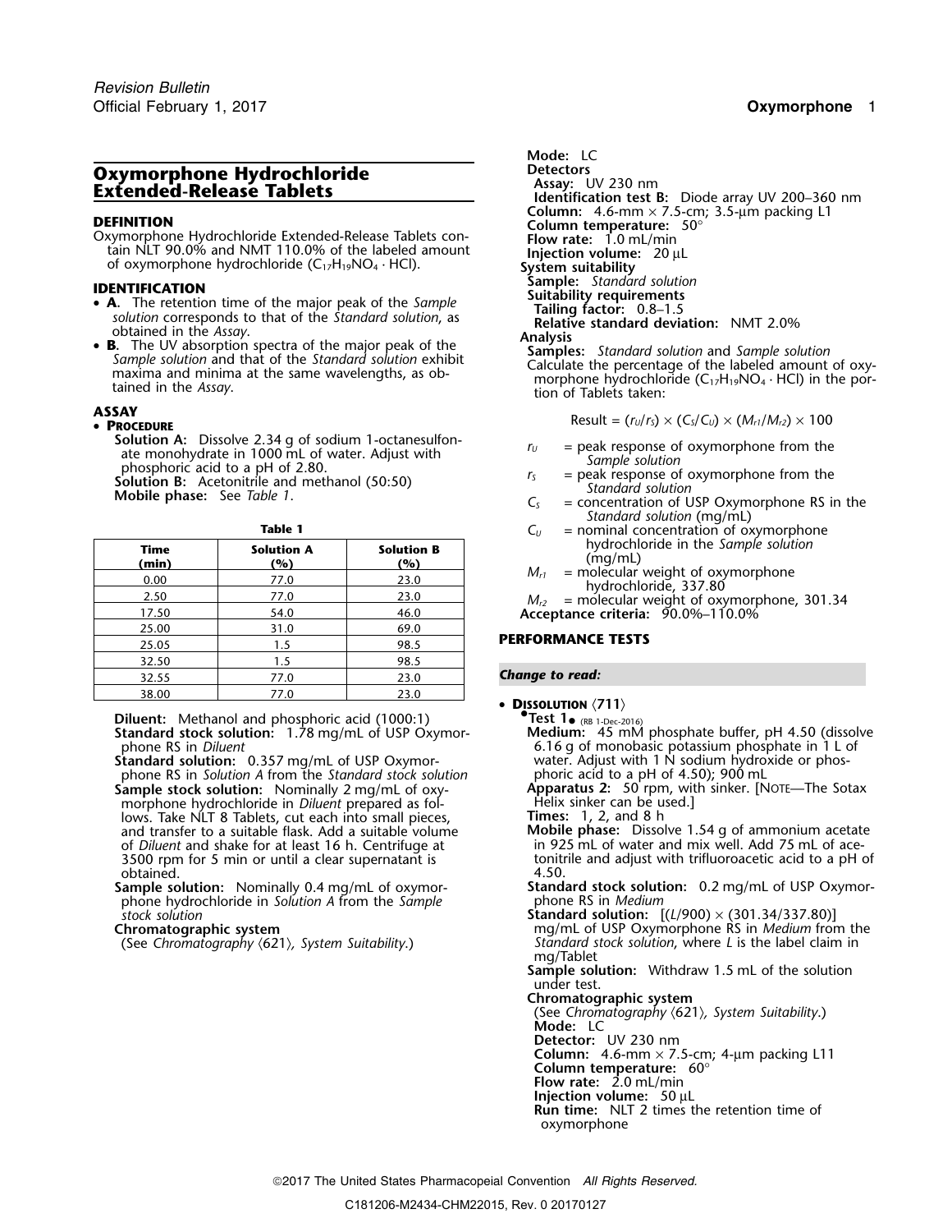# Oxymorphone Hydrochloride Extended-Release Tablets

## DEFINITION

Oxymorphone Hydrochloride Extended-Release Tablets contain NLT 90.0% and NMT 110.0% of the labeled amount of oxymorphone hydrochloride ($C_{17}H_{19}NO_4 \cdot HCl$).

## IDENTIFICATION

- **A.** The retention time of the major peak of the *Sample solution* corresponds to that of the *Standard solution*, as obtained in the *Assay*.
- **B.** The UV absorption spectra of the major peak of the *Sample solution* and that of the *Standard solution* exhibit maxima and minima at the same wavelengths, as obtained in the *Assay*.

## ASSAY

- **PROCEDURE**

**Solution A:** Dissolve 2.34 g of sodium 1-octanesulfonate monohydrate in 1000 mL of water. Adjust with phosphoric acid to a pH of 2.80.

**Solution B:** Acetonitrile and methanol (50:50)

**Mobile phase:** See *Table 1*.

**Table 1**

| Time (min) | Solution A (%) | Solution B (%) |
|---|---|---|
| 0.00 | 77.0 | 23.0 |
| 2.50 | 77.0 | 23.0 |
| 17.50 | 54.0 | 46.0 |
| 25.00 | 31.0 | 69.0 |
| 25.05 | 1.5 | 98.5 |
| 32.50 | 1.5 | 98.5 |
| 32.55 | 77.0 | 23.0 |
| 38.00 | 77.0 | 23.0 |

**Diluent:** Methanol and phosphoric acid (1000:1)

**Standard stock solution:** 1.78 mg/mL of USP Oxymorphone RS in *Diluent*

**Standard solution:** 0.357 mg/mL of USP Oxymorphone RS in *Solution A* from the *Standard stock solution*

**Sample stock solution:** Nominally 2 mg/mL of oxymorphone hydrochloride in *Diluent* prepared as follows. Take NLT 8 Tablets, cut each into small pieces, and transfer to a suitable flask. Add a suitable volume of *Diluent* and shake for at least 16 h. Centrifuge at 3500 rpm for 5 min or until a clear supernatant is obtained.

**Sample solution:** Nominally 0.4 mg/mL of oxymorphone hydrochloride in *Solution A* from the *Sample stock solution*

**Chromatographic system**

(See *Chromatography* ⟨621⟩, *System Suitability*.)

**Mode:** LC

**Detectors**

**Assay:** UV 230 nm

**Identification test B:** Diode array UV 200–360 nm

**Column:** 4.6-mm × 7.5-cm; 3.5-µm packing L1

**Column temperature:** 50°

**Flow rate:** 1.0 mL/min

**Injection volume:** 20 µL

**System suitability**

**Sample:** *Standard solution*

**Suitability requirements**

**Tailing factor:** 0.8–1.5

**Relative standard deviation:** NMT 2.0%

**Analysis**

**Samples:** *Standard solution* and *Sample solution*

Calculate the percentage of the labeled amount of oxymorphone hydrochloride ($C_{17}H_{19}NO_4 \cdot HCl$) in the portion of Tablets taken:

$$\text{Result} = (r_U/r_S) \times (C_S/C_U) \times (M_{r1}/M_{r2}) \times 100$$

$r_U$ = peak response of oxymorphone from the *Sample solution*

$r_S$ = peak response of oxymorphone from the *Standard solution*

$C_S$ = concentration of USP Oxymorphone RS in the *Standard solution* (mg/mL)

$C_U$ = nominal concentration of oxymorphone hydrochloride in the *Sample solution* (mg/mL)

$M_{r1}$ = molecular weight of oxymorphone hydrochloride, 337.80

$M_{r2}$ = molecular weight of oxymorphone, 301.34

**Acceptance criteria:** 90.0%–110.0%

## PERFORMANCE TESTS

***Change to read:***

- **DISSOLUTION** ⟨711⟩

**Test 1** (RB 1-Dec-2016)

**Medium:** 45 mM phosphate buffer, pH 4.50 (dissolve 6.16 g of monobasic potassium phosphate in 1 L of water. Adjust with 1 N sodium hydroxide or phosphoric acid to a pH of 4.50); 900 mL

**Apparatus 2:** 50 rpm, with sinker. [NOTE—The Sotax Helix sinker can be used.]

**Times:** 1, 2, and 8 h

**Mobile phase:** Dissolve 1.54 g of ammonium acetate in 925 mL of water and mix well. Add 75 mL of acetonitrile and adjust with trifluoroacetic acid to a pH of 4.50.

**Standard stock solution:** 0.2 mg/mL of USP Oxymorphone RS in *Medium*

**Standard solution:** $[(L/900) \times (301.34/337.80)]$ mg/mL of USP Oxymorphone RS in *Medium* from the *Standard stock solution*, where $L$ is the label claim in mg/Tablet

**Sample solution:** Withdraw 1.5 mL of the solution under test.

**Chromatographic system**

(See *Chromatography* ⟨621⟩, *System Suitability*.)

**Mode:** LC

**Detector:** UV 230 nm

**Column:** 4.6-mm × 7.5-cm; 4-µm packing L11

**Column temperature:** 60°

**Flow rate:** 2.0 mL/min

**Injection volume:** 50 µL

**Run time:** NLT 2 times the retention time of oxymorphone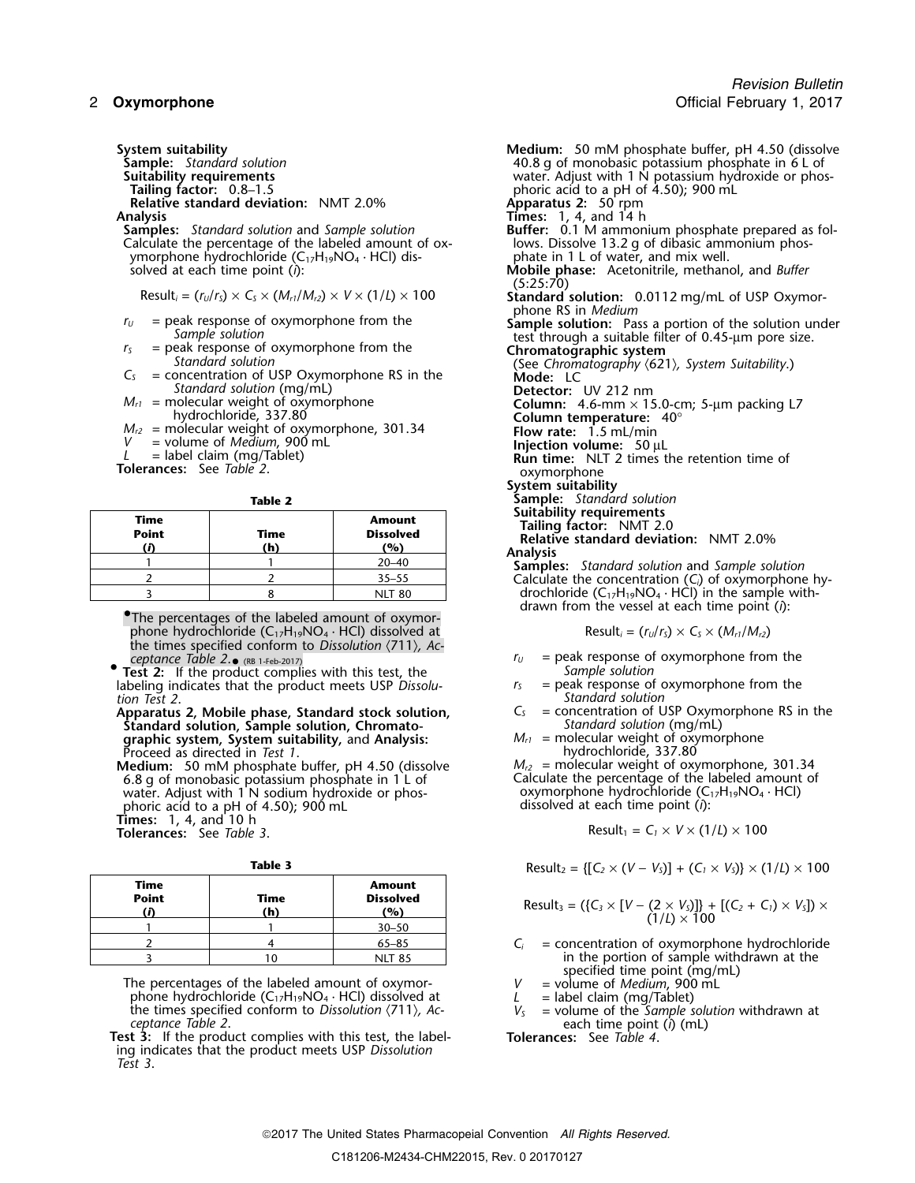**System suitability**

**Sample:** *Standard solution*

**Suitability requirements**

**Tailing factor:** 0.8–1.5

**Relative standard deviation:** NMT 2.0%

**Analysis**

**Samples:** *Standard solution* and *Sample solution*

Calculate the percentage of the labeled amount of oxymorphone hydrochloride ($C_{17}H_{19}NO_4 \cdot HCl$) dissolved at each time point ($i$):

$$\text{Result}_i = (r_U/r_S) \times C_S \times (M_{r1}/M_{r2}) \times V \times (1/L) \times 100$$

$r_U$ = peak response of oxymorphone from the *Sample solution*

$r_S$ = peak response of oxymorphone from the *Standard solution*

$C_S$ = concentration of USP Oxymorphone RS in the *Standard solution* (mg/mL)

$M_{r1}$ = molecular weight of oxymorphone hydrochloride, 337.80

$M_{r2}$ = molecular weight of oxymorphone, 301.34

$V$ = volume of *Medium*, 900 mL

$L$ = label claim (mg/Tablet)

**Tolerances:** See *Table 2*.

**Table 2**

| Time Point ($i$) | Time (h) | Amount Dissolved (%) |
|---|---|---|
| 1 | 1 | 20–40 |
| 2 | 2 | 35–55 |
| 3 | 8 | NLT 80 |

•The percentages of the labeled amount of oxymorphone hydrochloride ($C_{17}H_{19}NO_4 \cdot HCl$) dissolved at the times specified conform to *Dissolution* ⟨711⟩, *Acceptance Table 2*.• (RB 1-Feb-2017)

**Test 2:** If the product complies with this test, the labeling indicates that the product meets USP *Dissolution Test 2*.

**Apparatus 2, Mobile phase, Standard stock solution, Standard solution, Sample solution, Chromatographic system, System suitability,** and **Analysis:** Proceed as directed in *Test 1*.

**Medium:** 50 mM phosphate buffer, pH 4.50 (dissolve 6.8 g of monobasic potassium phosphate in 1 L of water. Adjust with 1 N sodium hydroxide or phosphoric acid to a pH of 4.50); 900 mL

**Times:** 1, 4, and 10 h

**Tolerances:** See *Table 3*.

**Table 3**

| Time Point ($i$) | Time (h) | Amount Dissolved (%) |
|---|---|---|
| 1 | 1 | 30–50 |
| 2 | 4 | 65–85 |
| 3 | 10 | NLT 85 |

The percentages of the labeled amount of oxymorphone hydrochloride ($C_{17}H_{19}NO_4 \cdot HCl$) dissolved at the times specified conform to *Dissolution* ⟨711⟩, *Acceptance Table 2*.

**Test 3:** If the product complies with this test, the labeling indicates that the product meets USP *Dissolution Test 3*.

**Medium:** 50 mM phosphate buffer, pH 4.50 (dissolve 40.8 g of monobasic potassium phosphate in 6 L of water. Adjust with 1 N potassium hydroxide or phosphoric acid to a pH of 4.50); 900 mL

**Apparatus 2:** 50 rpm

**Times:** 1, 4, and 14 h

**Buffer:** 0.1 M ammonium phosphate prepared as follows. Dissolve 13.2 g of dibasic ammonium phosphate in 1 L of water, and mix well.

**Mobile phase:** Acetonitrile, methanol, and *Buffer* (5:25:70)

**Standard solution:** 0.0112 mg/mL of USP Oxymorphone RS in *Medium*

**Sample solution:** Pass a portion of the solution under test through a suitable filter of 0.45-µm pore size.

**Chromatographic system**

(See *Chromatography* ⟨621⟩, *System Suitability*.)

**Mode:** LC

**Detector:** UV 212 nm

**Column:** 4.6-mm × 15.0-cm; 5-µm packing L7

**Column temperature:** 40°

**Flow rate:** 1.5 mL/min

**Injection volume:** 50 µL

**Run time:** NLT 2 times the retention time of oxymorphone

**System suitability**

**Sample:** *Standard solution*

**Suitability requirements**

**Tailing factor:** NMT 2.0

**Relative standard deviation:** NMT 2.0%

**Analysis**

**Samples:** *Standard solution* and *Sample solution*

Calculate the concentration ($C_i$) of oxymorphone hydrochloride ($C_{17}H_{19}NO_4 \cdot HCl$) in the sample withdrawn from the vessel at each time point ($i$):

$$\text{Result}_i = (r_U/r_S) \times C_S \times (M_{r1}/M_{r2})$$

$r_U$ = peak response of oxymorphone from the *Sample solution*

$r_S$ = peak response of oxymorphone from the *Standard solution*

$C_S$ = concentration of USP Oxymorphone RS in the *Standard solution* (mg/mL)

$M_{r1}$ = molecular weight of oxymorphone hydrochloride, 337.80

$M_{r2}$ = molecular weight of oxymorphone, 301.34

Calculate the percentage of the labeled amount of oxymorphone hydrochloride ($C_{17}H_{19}NO_4 \cdot HCl$) dissolved at each time point ($i$):

$$\text{Result}_1 = C_1 \times V \times (1/L) \times 100$$

$$\text{Result}_2 = \{[C_2 \times (V - V_S)] + (C_1 \times V_S)\} \times (1/L) \times 100$$

$$\text{Result}_3 = (\{C_3 \times [V - (2 \times V_S)]\} + [(C_2 + C_1) \times V_S]) \times (1/L) \times 100$$

$C_i$ = concentration of oxymorphone hydrochloride in the portion of sample withdrawn at the specified time point (mg/mL)

$V$ = volume of *Medium*, 900 mL

$L$ = label claim (mg/Tablet)

$V_S$ = volume of the *Sample solution* withdrawn at each time point ($i$) (mL)

**Tolerances:** See *Table 4*.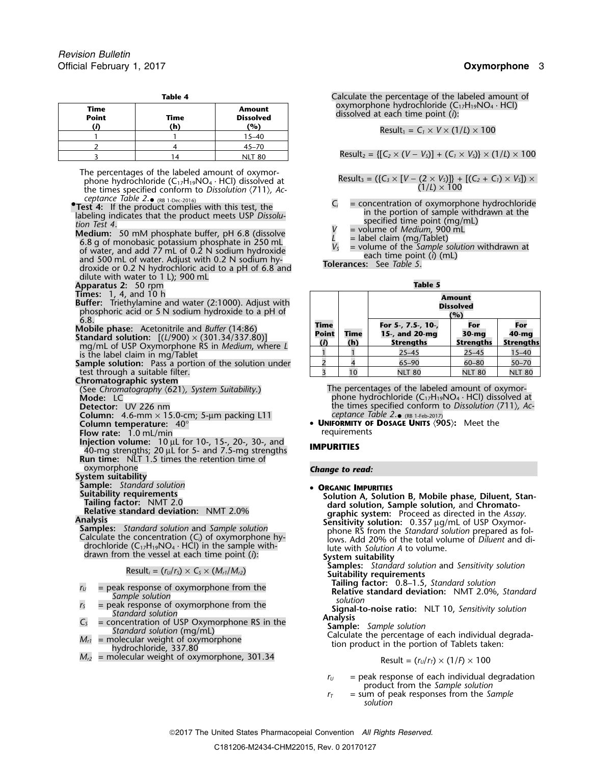**Table 4**

| Time Point (*i*) | Time (h) | Amount Dissolved (%) |
|---|---|---|
| 1 | 1 | 15–40 |
| 2 | 4 | 45–70 |
| 3 | 14 | NLT 80 |

The percentages of the labeled amount of oxymorphone hydrochloride ($C_{17}H_{19}NO_4 \cdot HCl$) dissolved at the times specified conform to *Dissolution* ⟨711⟩, *Acceptance Table 2*.● (RB 1-Dec-2016)

●**Test 4:** If the product complies with this test, the labeling indicates that the product meets USP *Dissolution Test 4*.

**Medium:** 50 mM phosphate buffer, pH 6.8 (dissolve 6.8 g of monobasic potassium phosphate in 250 mL of water, and add 77 mL of 0.2 N sodium hydroxide and 500 mL of water. Adjust with 0.2 N sodium hydroxide or 0.2 N hydrochloric acid to a pH of 6.8 and dilute with water to 1 L); 900 mL

**Apparatus 2:** 50 rpm

**Times:** 1, 4, and 10 h

**Buffer:** Triethylamine and water (2:1000). Adjust with phosphoric acid or 5 N sodium hydroxide to a pH of 6.8.

**Mobile phase:** Acetonitrile and *Buffer* (14:86)

**Standard solution:** [$(L/900) \times (301.34/337.80)$] mg/mL of USP Oxymorphone RS in *Medium*, where *L* is the label claim in mg/Tablet

**Sample solution:** Pass a portion of the solution under test through a suitable filter.

**Chromatographic system**

(See *Chromatography* ⟨621⟩, *System Suitability*.)

**Mode:** LC

**Detector:** UV 226 nm

**Column:** 4.6-mm × 15.0-cm; 5-µm packing L11

**Column temperature:** 40°

**Flow rate:** 1.0 mL/min

**Injection volume:** 10 µL for 10-, 15-, 20-, 30-, and 40-mg strengths; 20 µL for 5- and 7.5-mg strengths

**Run time:** NLT 1.5 times the retention time of oxymorphone

**System suitability**

**Sample:** *Standard solution*

**Suitability requirements**

**Tailing factor:** NMT 2.0

**Relative standard deviation:** NMT 2.0%

**Analysis**

**Samples:** *Standard solution* and *Sample solution*

Calculate the concentration ($C_i$) of oxymorphone hydrochloride ($C_{17}H_{19}NO_4 \cdot HCl$) in the sample withdrawn from the vessel at each time point (*i*):

$$\text{Result}_i = (r_U/r_S) \times C_S \times (M_{r1}/M_{r2})$$

$r_U$ = peak response of oxymorphone from the *Sample solution*

$r_S$ = peak response of oxymorphone from the *Standard solution*

$C_S$ = concentration of USP Oxymorphone RS in the *Standard solution* (mg/mL)

$M_{r1}$ = molecular weight of oxymorphone hydrochloride, 337.80

$M_{r2}$ = molecular weight of oxymorphone, 301.34

Calculate the percentage of the labeled amount of oxymorphone hydrochloride ($C_{17}H_{19}NO_4 \cdot HCl$) dissolved at each time point (*i*):

$$\text{Result}_1 = C_1 \times V \times (1/L) \times 100$$

$$\text{Result}_2 = \{[C_2 \times (V - V_S)] + (C_1 \times V_S)\} \times (1/L) \times 100$$

$$\text{Result}_3 = (\{C_3 \times [V - (2 \times V_S)]\} + [(C_2 + C_1) \times V_S]) \times (1/L) \times 100$$

$C_i$ = concentration of oxymorphone hydrochloride in the portion of sample withdrawn at the specified time point (mg/mL)

$V$ = volume of *Medium*, 900 mL

$L$ = label claim (mg/Tablet)

$V_S$ = volume of the *Sample solution* withdrawn at each time point (*i*) (mL)

**Tolerances:** See *Table 5*.

**Table 5**

| Time Point (*i*) | Time (h) | Amount Dissolved (%) For 5-, 7.5-, 10-, 15-, and 20-mg Strengths | For 30-mg Strengths | For 40-mg Strengths |
|---|---|---|---|---|
| 1 | 1 | 25–45 | 25–45 | 15–40 |
| 2 | 4 | 65–90 | 60–80 | 50–70 |
| 3 | 10 | NLT 80 | NLT 80 | NLT 80 |

The percentages of the labeled amount of oxymorphone hydrochloride ($C_{17}H_{19}NO_4 \cdot HCl$) dissolved at the times specified conform to *Dissolution* ⟨711⟩, *Acceptance Table 2*.● (RB 1-Feb-2017)

- **UNIFORMITY OF DOSAGE UNITS** ⟨905⟩**:** Meet the requirements

## IMPURITIES

*Change to read:*

- **ORGANIC IMPURITIES**

**Solution A, Solution B, Mobile phase, Diluent, Standard solution, Sample solution,** and **Chromatographic system:** Proceed as directed in the *Assay*.

**Sensitivity solution:** 0.357 µg/mL of USP Oxymorphone RS from the *Standard solution* prepared as follows. Add 20% of the total volume of *Diluent* and dilute with *Solution A* to volume.

**System suitability**

**Samples:** *Standard solution* and *Sensitivity solution*

**Suitability requirements**

**Tailing factor:** 0.8–1.5, *Standard solution*

**Relative standard deviation:** NMT 2.0%, *Standard solution*

**Signal-to-noise ratio:** NLT 10, *Sensitivity solution*

**Analysis**

**Sample:** *Sample solution*

Calculate the percentage of each individual degradation product in the portion of Tablets taken:

$$\text{Result} = (r_U/r_T) \times (1/F) \times 100$$

$r_U$ = peak response of each individual degradation product from the *Sample solution*

$r_T$ = sum of peak responses from the *Sample solution*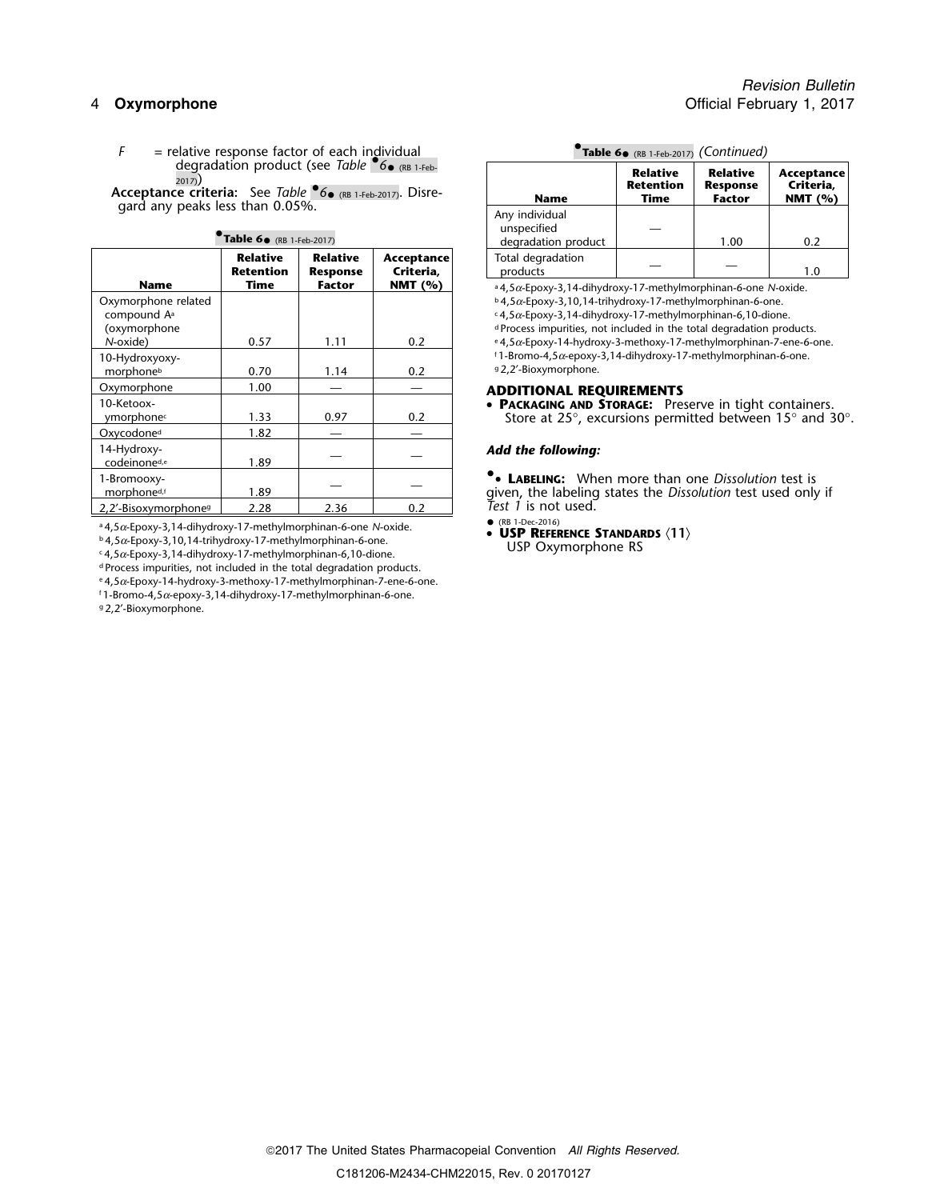$F$ = relative response factor of each individual degradation product (see *Table* •6• (RB 1-Feb-2017))

**Acceptance criteria:** See *Table* •6• (RB 1-Feb-2017). Disregard any peaks less than 0.05%.

•**Table 6**• (RB 1-Feb-2017)

| Name | Relative Retention Time | Relative Response Factor | Acceptance Criteria, NMT (%) |
|---|---|---|---|
| Oxymorphone related compound A[a] (oxymorphone *N*-oxide) | 0.57 | 1.11 | 0.2 |
| 10-Hydroxyoxymorphone[b] | 0.70 | 1.14 | 0.2 |
| Oxymorphone | 1.00 | — | — |
| 10-Ketooxymorphone[c] | 1.33 | 0.97 | 0.2 |
| Oxycodone[d] | 1.82 | — | — |
| 14-Hydroxycodeinone[d,e] | 1.89 | — | — |
| 1-Bromooxymorphone[d,f] | 1.89 | — | — |
| 2,2′-Bisoxymorphone[g] | 2.28 | 2.36 | 0.2 |
| Any individual unspecified degradation product | — | 1.00 | 0.2 |
| Total degradation products | — | — | 1.0 |

[a] 4,5α-Epoxy-3,14-dihydroxy-17-methylmorphinan-6-one *N*-oxide.
[b] 4,5α-Epoxy-3,10,14-trihydroxy-17-methylmorphinan-6-one.
[c] 4,5α-Epoxy-3,14-dihydroxy-17-methylmorphinan-6,10-dione.
[d] Process impurities, not included in the total degradation products.
[e] 4,5α-Epoxy-14-hydroxy-3-methoxy-17-methylmorphinan-7-ene-6-one.
[f] 1-Bromo-4,5α-epoxy-3,14-dihydroxy-17-methylmorphinan-6-one.
[g] 2,2′-Bioxymorphone.

## ADDITIONAL REQUIREMENTS

- **PACKAGING AND STORAGE:** Preserve in tight containers. Store at 25°, excursions permitted between 15° and 30°.

***Add the following:***

•• **LABELING:** When more than one *Dissolution* test is given, the labeling states the *Dissolution* test used only if *Test 1* is not used.
• (RB 1-Dec-2016)

- **USP REFERENCE STANDARDS ⟨11⟩**
  USP Oxymorphone RS